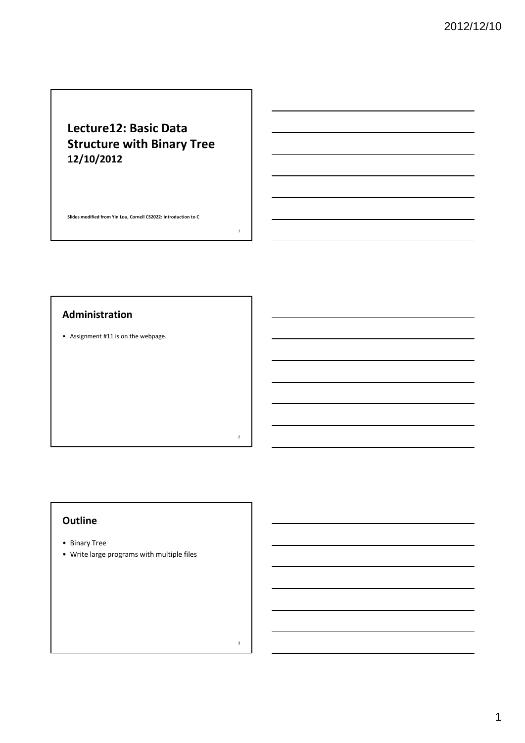# Lecture12: Basic Data Structure with Binary Tree
**12/10/2012**

**Slides modified from Yin Lou, Cornell CS2022: Introduction to C**

## Administration

- Assignment #11 is on the webpage.

## Outline

- Binary Tree
- Write large programs with multiple files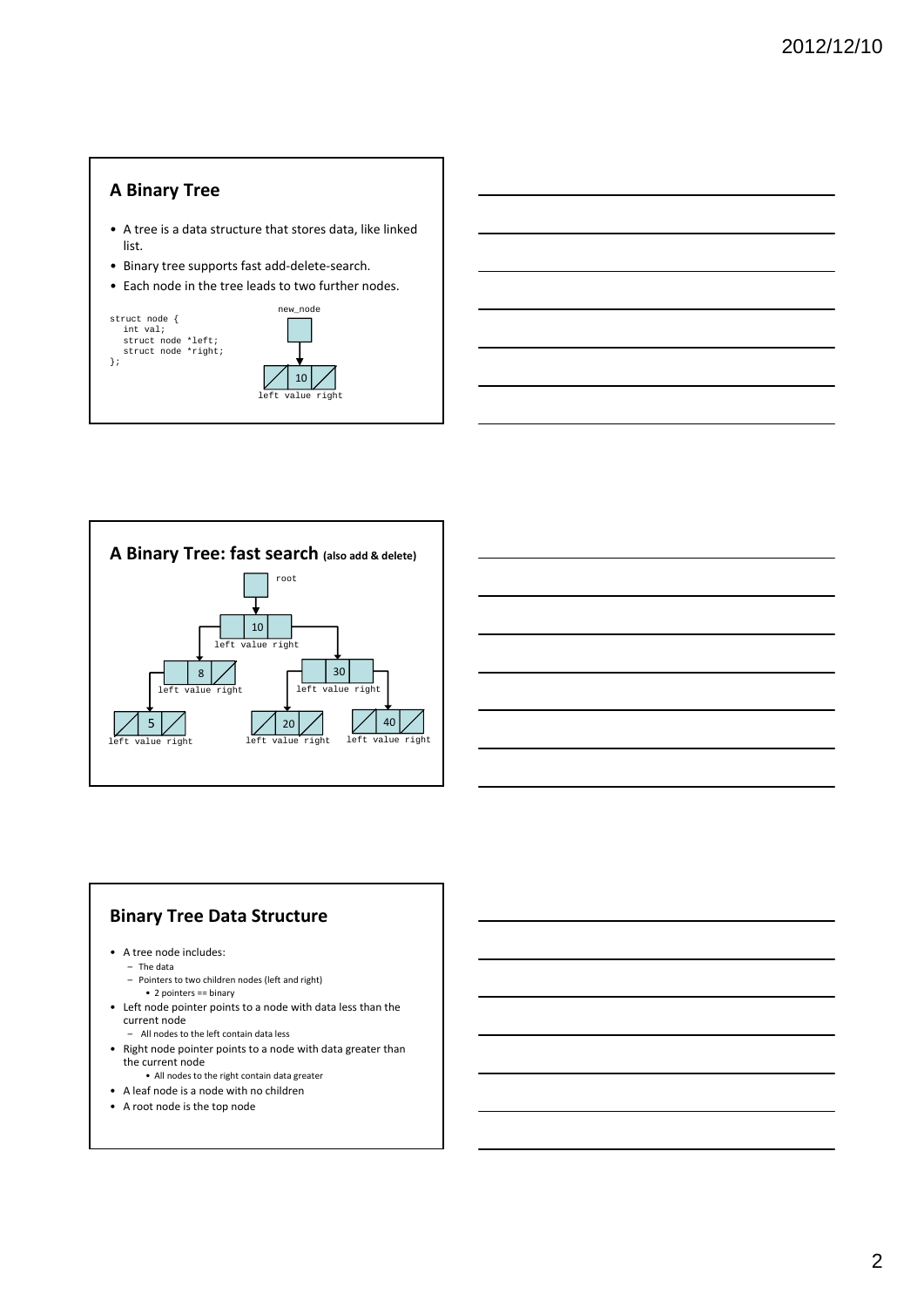## A Binary Tree

- A tree is a data structure that stores data, like linked list.
- Binary tree supports fast add-delete-search.
- Each node in the tree leads to two further nodes.

```
struct node {
   int val;
   struct node *left;
   struct node *right;
};
```

new_node

10

left value right

## A Binary Tree: fast search (also add & delete)

root

10

left value right

8

left value right

30

left value right

5

left value right

20

left value right

40

left value right

## Binary Tree Data Structure

- A tree node includes:
  - The data
  - Pointers to two children nodes (left and right)
    - 2 pointers == binary
- Left node pointer points to a node with data less than the current node
  - All nodes to the left contain data less
- Right node pointer points to a node with data greater than the current node
  - All nodes to the right contain data greater
- A leaf node is a node with no children
- A root node is the top node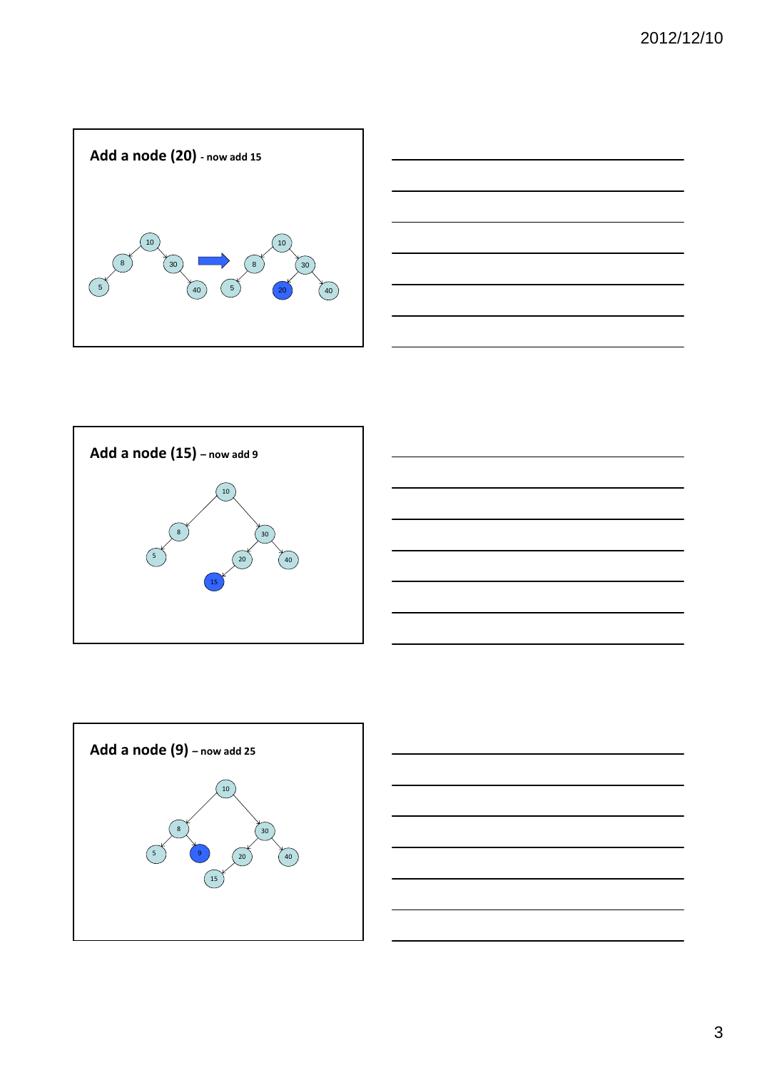## Add a node (20) - now add 15

10
8 30
5 40

10
8 30
5 20 40

## Add a node (15) – now add 9

10
8 30
5 20 40
15

## Add a node (9) – now add 25

10
8 30
5 9 20 40
15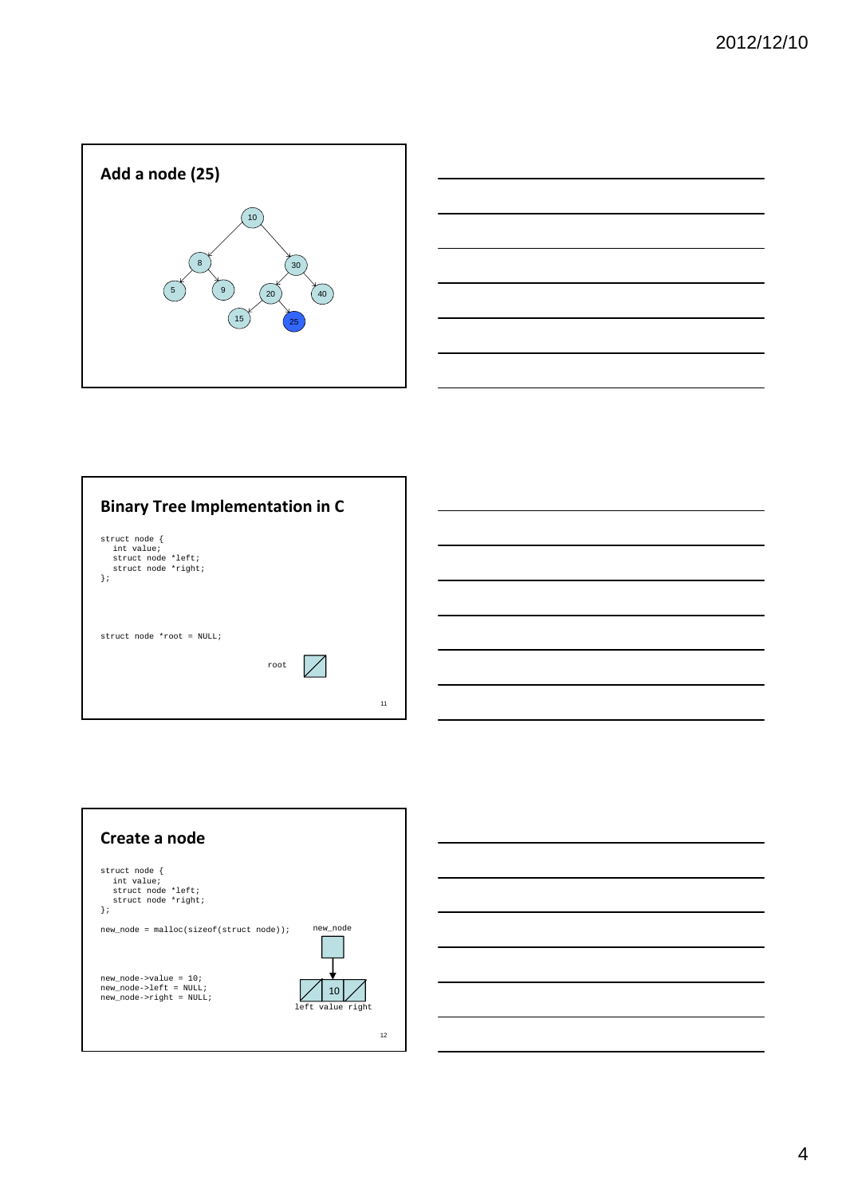## Add a node (25)

## Binary Tree Implementation in C

```
struct node {
   int value;
   struct node *left;
   struct node *right;
};
```

```
struct node *root = NULL;
```

root

## Create a node

```
struct node {
   int value;
   struct node *left;
   struct node *right;
};

new_node = malloc(sizeof(struct node));

new_node->value = 10;
new_node->left = NULL;
new_node->right = NULL;
```

new_node

10

left value right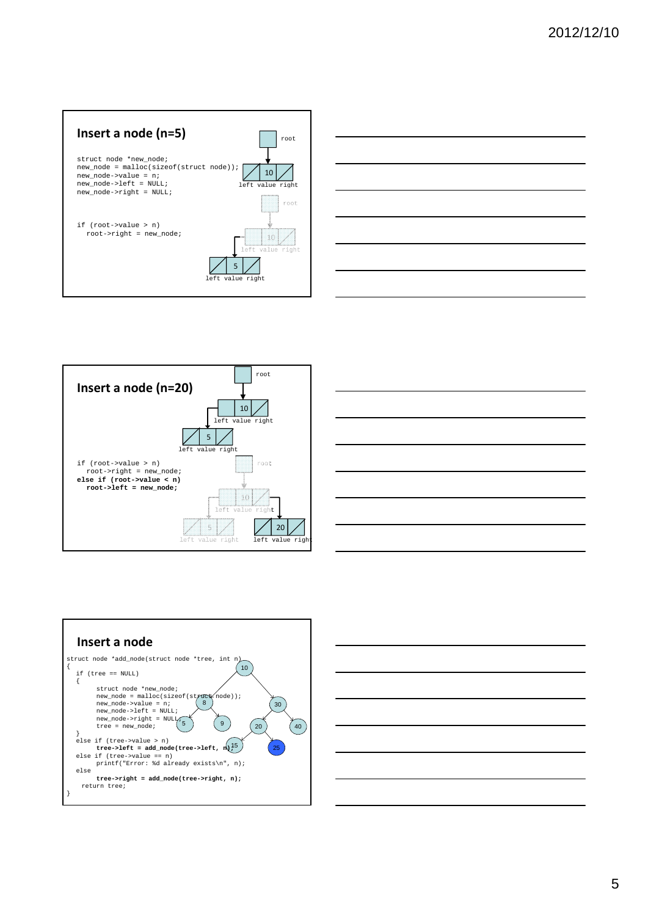## Insert a node (n=5)

```
struct node *new_node;
new_node = malloc(sizeof(struct node));
new_node->value = n;
new_node->left = NULL;
new_node->right = NULL;


if (root->value > n)
   root->right = new_node;
```

root

left value right

## Insert a node (n=20)

```
if (root->value > n)
   root->right = new_node;
else if (root->value < n)
   root->left = new_node;
```

root

left value right

## Insert a node

```
struct node *add_node(struct node *tree, int n)
{
   if (tree == NULL)
   {
         struct node *new_node;
         new_node = malloc(sizeof(struct node));
         new_node->value = n;
         new_node->left = NULL;
         new_node->right = NULL;
         tree = new_node;
   }
   else if (tree->value > n)
         tree->left = add_node(tree->left, n);
   else if (tree->value == n)
         printf("Error: %d already exists\n", n);
   else
         tree->right = add_node(tree->right, n);
    return tree;
}
```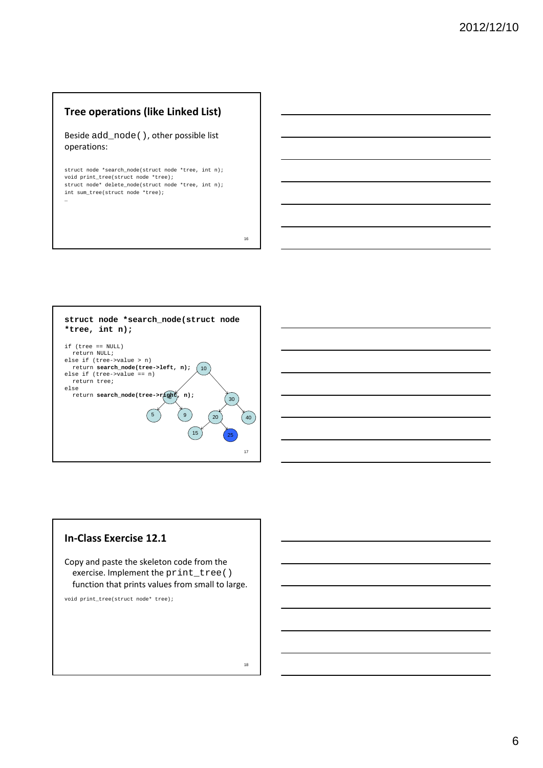## Tree operations (like Linked List)

Beside `add_node()`, other possible list operations:

```
struct node *search_node(struct node *tree, int n);
void print_tree(struct node *tree);
struct node* delete_node(struct node *tree, int n);
int sum_tree(struct node *tree);
…
```

## struct node *search_node(struct node *tree, int n);

```
if (tree == NULL)
  return NULL;
else if (tree->value > n)
  return search_node(tree->left, n);
else if (tree->value == n)
  return tree;
else
  return search_node(tree->right, n);
```

## In-Class Exercise 12.1

Copy and paste the skeleton code from the exercise. Implement the `print_tree()` function that prints values from small to large.

```
void print_tree(struct node* tree);
```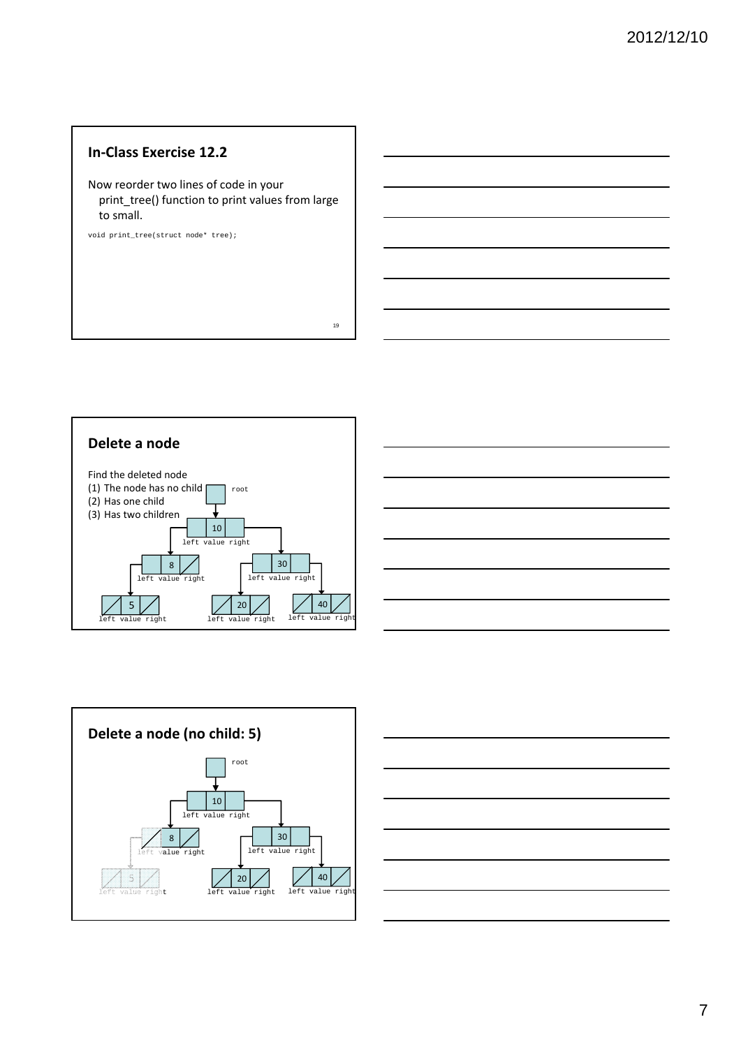## In-Class Exercise 12.2

Now reorder two lines of code in your print_tree() function to print values from large to small.

```
void print_tree(struct node* tree);
```

## Delete a node

Find the deleted node

(1) The node has no child

(2) Has one child

(3) Has two children

root

10
left value right

8
left value right

30
left value right

5
left value right

20
left value right

40
left value right

## Delete a node (no child: 5)

root

10
left value right

8
left value right

30
left value right

5
left value right

20
left value right

40
left value right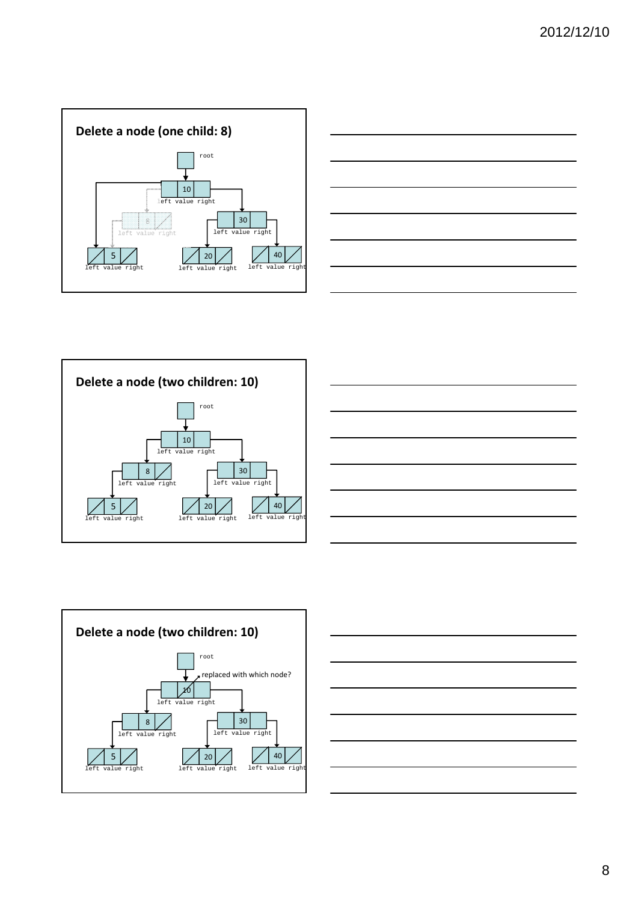## Delete a node (one child: 8)

root

10

left value right

8

left value right

30

left value right

5

left value right

20

left value right

40

left value right

## Delete a node (two children: 10)

root

10

left value right

8

left value right

30

left value right

5

left value right

20

left value right

40

left value right

## Delete a node (two children: 10)

root

replaced with which node?

10

left value right

8

left value right

30

left value right

5

left value right

20

left value right

40

left value right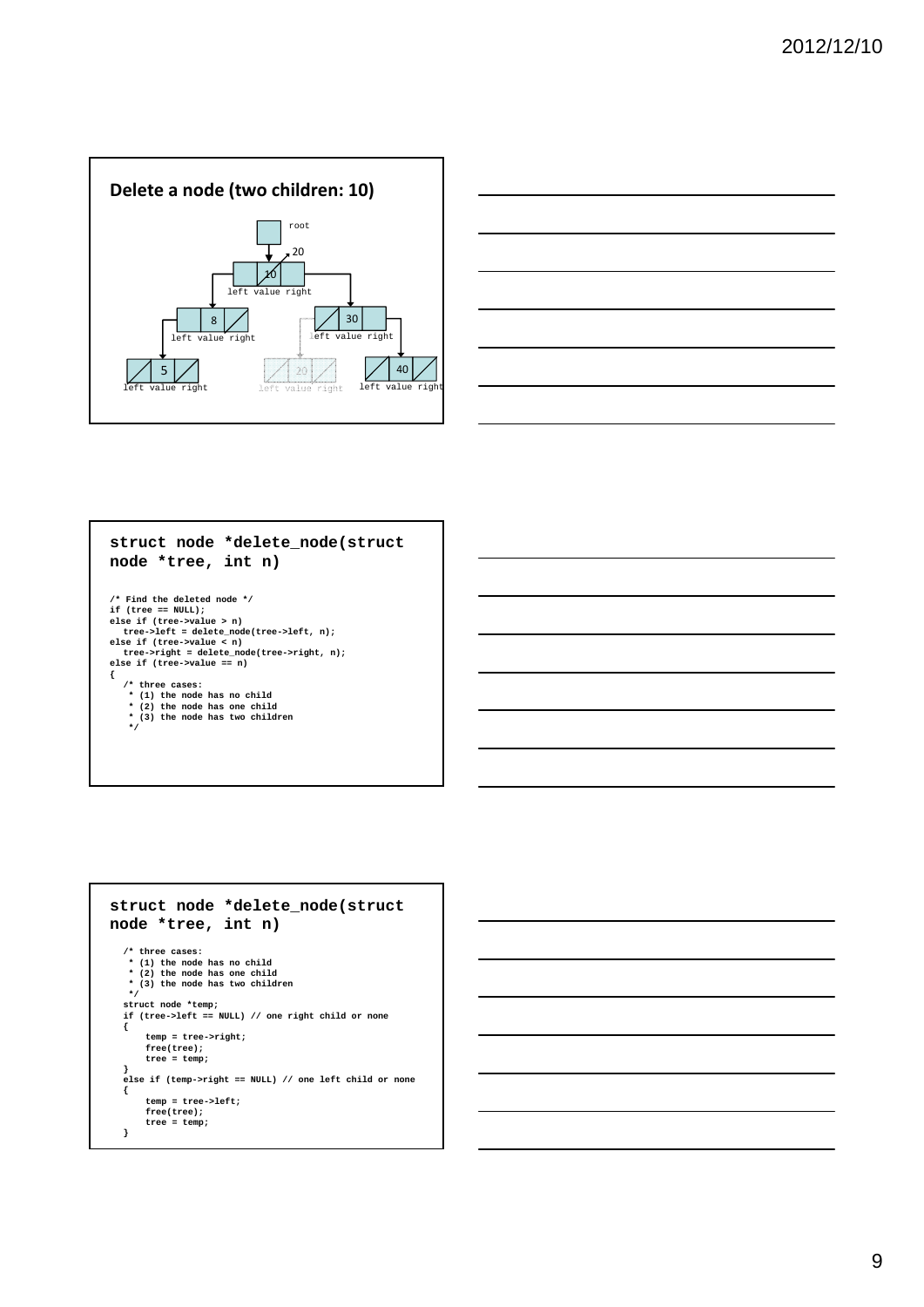## Delete a node (two children: 10)

root

20

10

left value right

8

left value right

30

left value right

5

left value right

20

left value right

40

left value right

## struct node *delete_node(struct node *tree, int n)

```
/* Find the deleted node */
if (tree == NULL);
else if (tree->value > n)
   tree->left = delete_node(tree->left, n);
else if (tree->value < n)
   tree->right = delete_node(tree->right, n);
else if (tree->value == n)
{
   /* three cases:
    * (1) the node has no child
    * (2) the node has one child
    * (3) the node has two children
    */
```

## struct node *delete_node(struct node *tree, int n)

```
   /* three cases:
    * (1) the node has no child
    * (2) the node has one child
    * (3) the node has two children
    */
   struct node *temp;
   if (tree->left == NULL) // one right child or none
   {
       temp = tree->right;
       free(tree);
       tree = temp;
   }
   else if (temp->right == NULL) // one left child or none
   {
       temp = tree->left;
       free(tree);
       tree = temp;
   }
```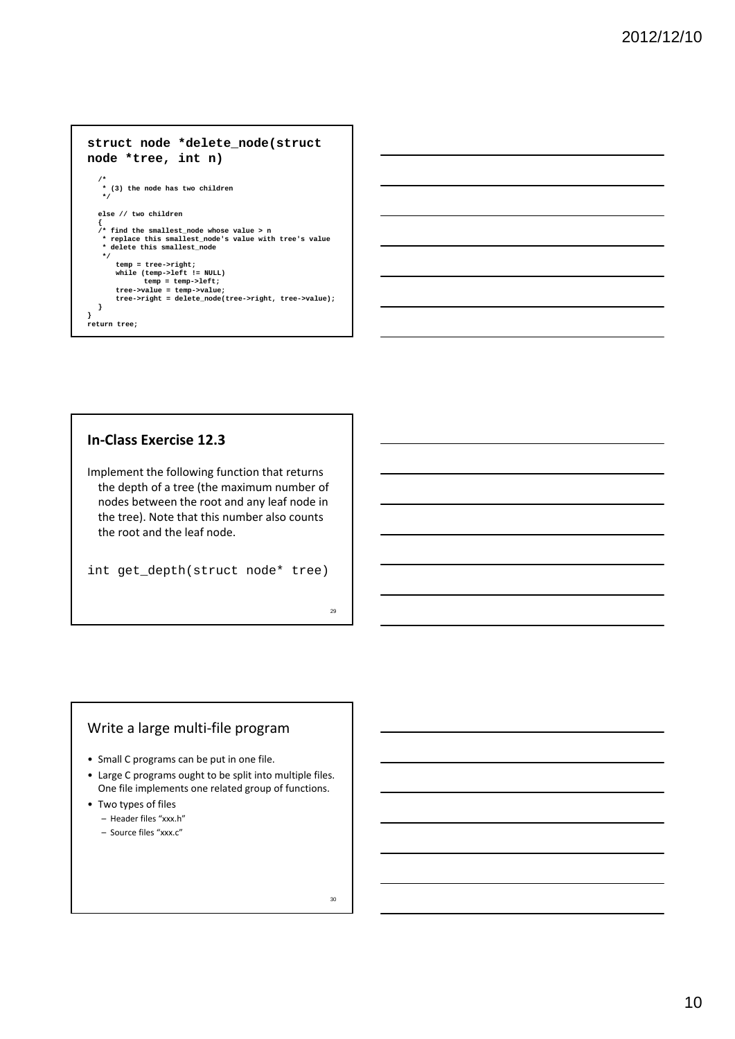## struct node *delete_node(struct node *tree, int n)

```
  /*
   * (3) the node has two children
   */

  else // two children
  {
  /* find the smallest_node whose value > n
   * replace this smallest_node's value with tree's value
   * delete this smallest_node
   */
      temp = tree->right;
      while (temp->left != NULL)
           temp = temp->left;
      tree->value = temp->value;
      tree->right = delete_node(tree->right, tree->value);
  }
}
return tree;
```

## In-Class Exercise 12.3

Implement the following function that returns the depth of a tree (the maximum number of nodes between the root and any leaf node in the tree). Note that this number also counts the root and the leaf node.

```
int get_depth(struct node* tree)
```

## Write a large multi-file program

- Small C programs can be put in one file.
- Large C programs ought to be split into multiple files. One file implements one related group of functions.
- Two types of files
  - Header files "xxx.h"
  - Source files "xxx.c"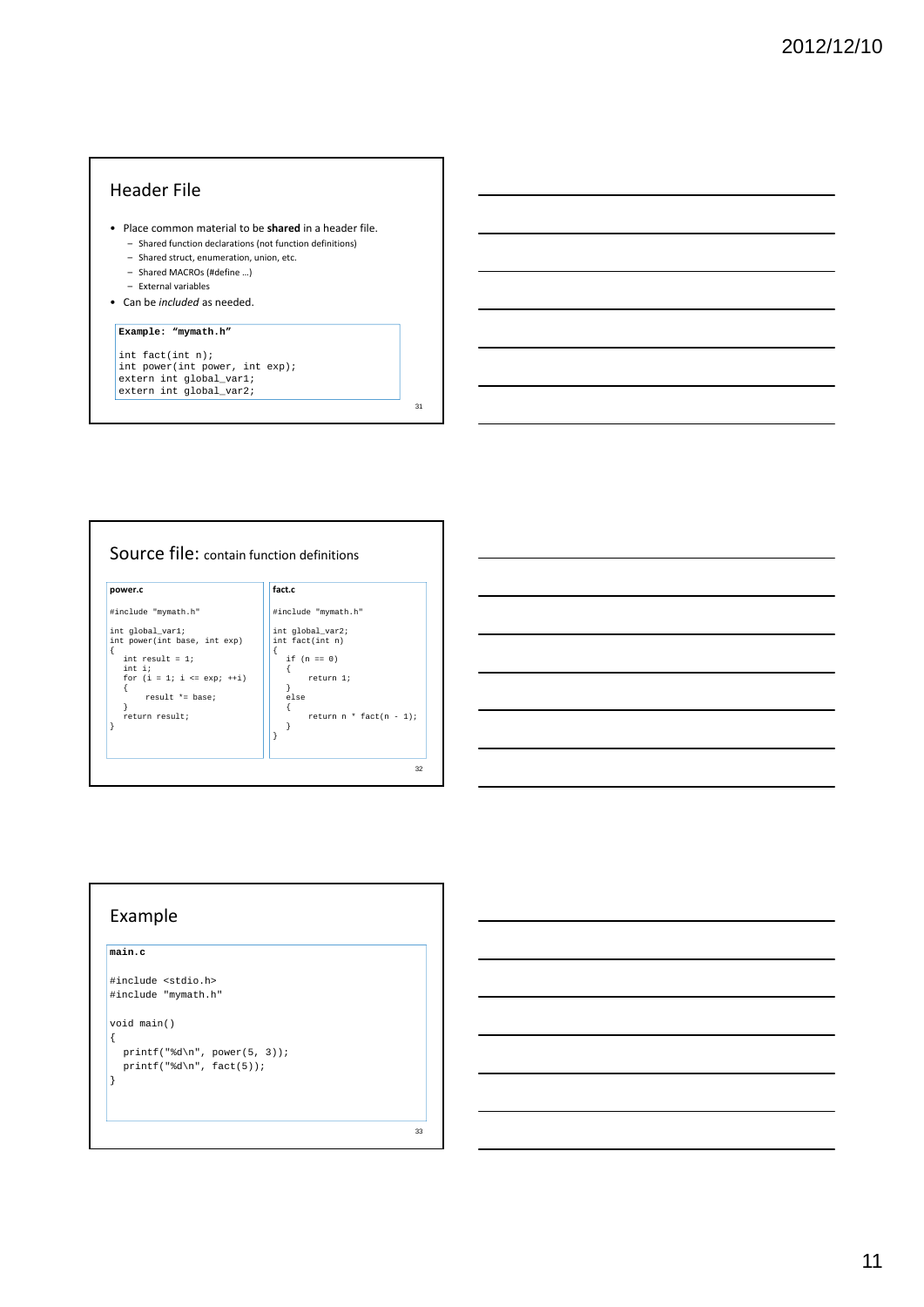## Header File

- Place common material to be **shared** in a header file.
  - Shared function declarations (not function definitions)
  - Shared struct, enumeration, union, etc.
  - Shared MACROs (#define …)
  - External variables
- Can be *included* as needed.

**Example: "mymath.h"**

```
int fact(int n);
int power(int power, int exp);
extern int global_var1;
extern int global_var2;
```

## Source file: contain function definitions

**power.c**

```
#include "mymath.h"

int global_var1;
int power(int base, int exp)
{
   int result = 1;
   int i;
   for (i = 1; i <= exp; ++i)
   {
        result *= base;
   }
   return result;
}
```

**fact.c**

```
#include "mymath.h"

int global_var2;
int fact(int n)
{
   if (n == 0)
   {
        return 1;
   }
   else
   {
        return n * fact(n - 1);
   }
}
```

## Example

**main.c**

```
#include <stdio.h>
#include "mymath.h"

void main()
{
  printf("%d\n", power(5, 3));
  printf("%d\n", fact(5));
}
```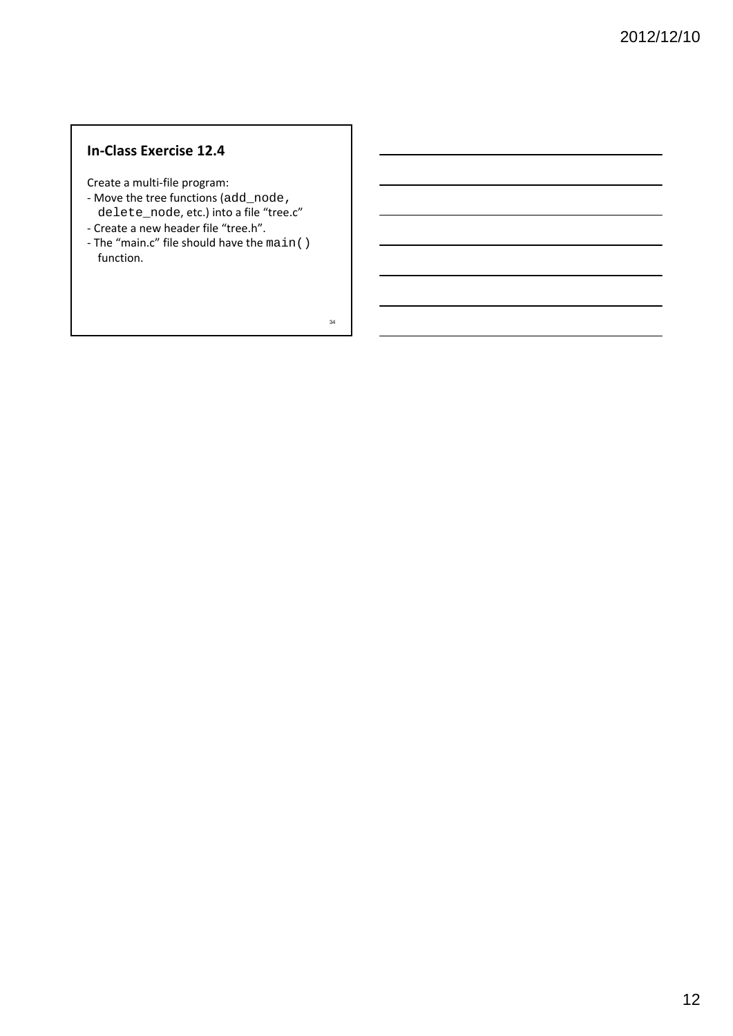## In-Class Exercise 12.4

Create a multi-file program:

- Move the tree functions (`add_node`, `delete_node`, etc.) into a file “tree.c”
- Create a new header file “tree.h”.
- The “main.c” file should have the `main()` function.